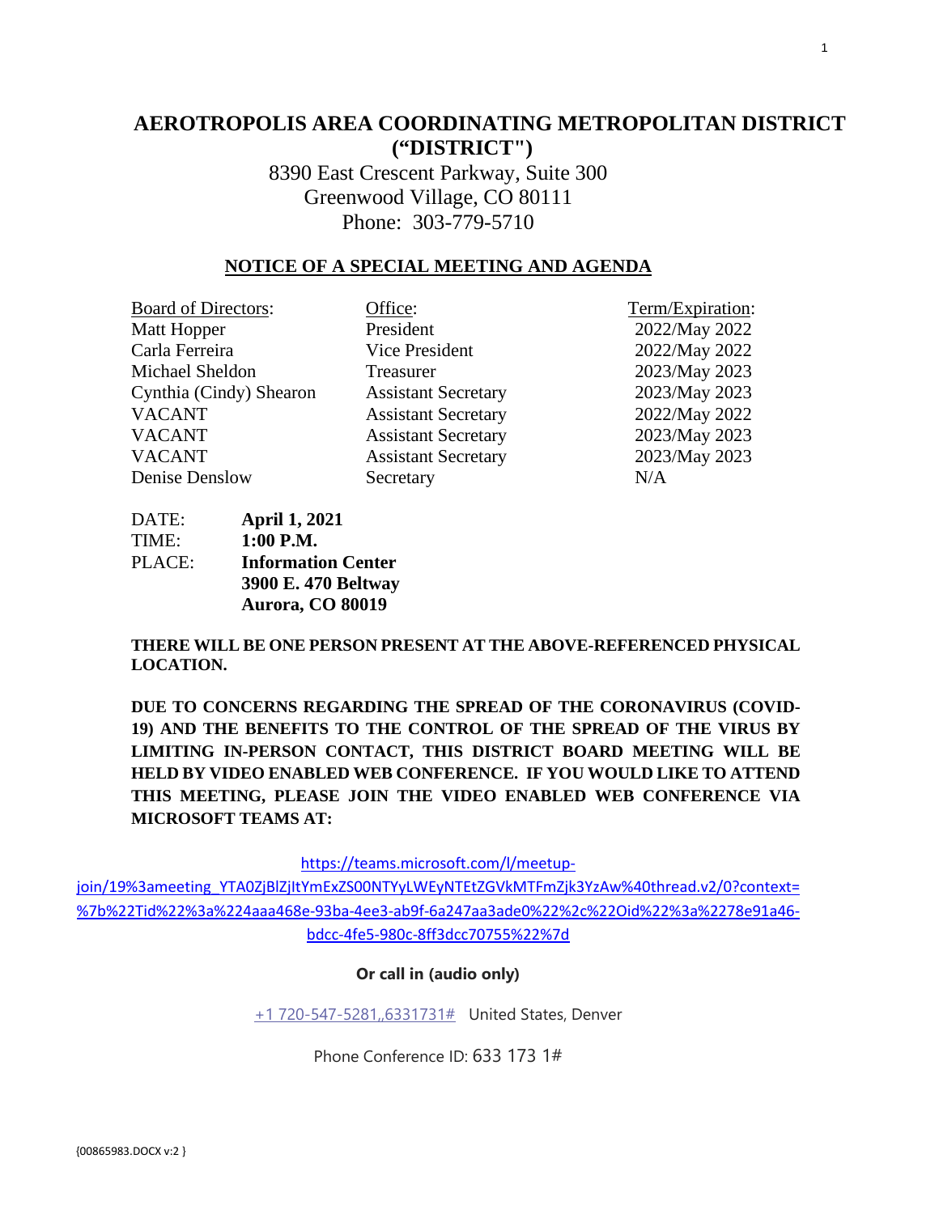# AEROTROPOLIS AREA COORDINATING METROPOLITAN DISTRICT ("DISTRICT")

8390 East Crescent Parkway, Suite 300
Greenwood Village, CO 80111
Phone: 303-779-5710

## NOTICE OF A SPECIAL MEETING AND AGENDA

| Board of Directors: | Office: | Term/Expiration: |
|---|---|---|
| Matt Hopper | President | 2022/May 2022 |
| Carla Ferreira | Vice President | 2022/May 2022 |
| Michael Sheldon | Treasurer | 2023/May 2023 |
| Cynthia (Cindy) Shearon | Assistant Secretary | 2023/May 2023 |
| VACANT | Assistant Secretary | 2022/May 2022 |
| VACANT | Assistant Secretary | 2023/May 2023 |
| VACANT | Assistant Secretary | 2023/May 2023 |
| Denise Denslow | Secretary | N/A |

DATE: **April 1, 2021**
TIME: **1:00 P.M.**
PLACE: **Information Center**
**3900 E. 470 Beltway**
**Aurora, CO 80019**

**THERE WILL BE ONE PERSON PRESENT AT THE ABOVE-REFERENCED PHYSICAL LOCATION.**

**DUE TO CONCERNS REGARDING THE SPREAD OF THE CORONAVIRUS (COVID-19) AND THE BENEFITS TO THE CONTROL OF THE SPREAD OF THE VIRUS BY LIMITING IN-PERSON CONTACT, THIS DISTRICT BOARD MEETING WILL BE HELD BY VIDEO ENABLED WEB CONFERENCE. IF YOU WOULD LIKE TO ATTEND THIS MEETING, PLEASE JOIN THE VIDEO ENABLED WEB CONFERENCE VIA MICROSOFT TEAMS AT:**

https://teams.microsoft.com/l/meetup-join/19%3ameeting_YTA0ZjBlZjItYmExZS00NTYyLWEyNTEtZGVkMTFmZjk3YzAw%40thread.v2/0?context=%7b%22Tid%22%3a%224aaa468e-93ba-4ee3-ab9f-6a247aa3ade0%22%2c%22Oid%22%3a%2278e91a46-bdcc-4fe5-980c-8ff3dcc70755%22%7d

**Or call in (audio only)**

+1 720-547-5281,,6331731# United States, Denver

Phone Conference ID: 633 173 1#

{00865983.DOCX v:2 }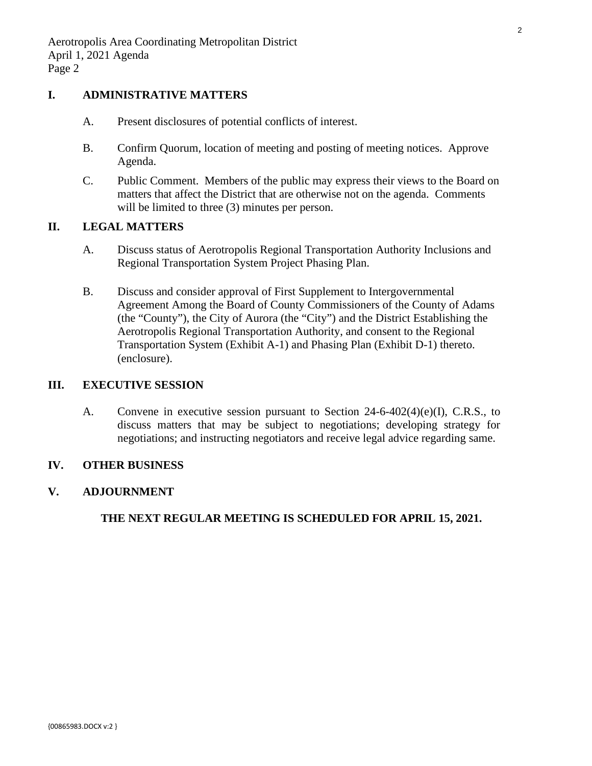## I. ADMINISTRATIVE MATTERS

A. Present disclosures of potential conflicts of interest.

B. Confirm Quorum, location of meeting and posting of meeting notices. Approve Agenda.

C. Public Comment. Members of the public may express their views to the Board on matters that affect the District that are otherwise not on the agenda. Comments will be limited to three (3) minutes per person.

## II. LEGAL MATTERS

A. Discuss status of Aerotropolis Regional Transportation Authority Inclusions and Regional Transportation System Project Phasing Plan.

B. Discuss and consider approval of First Supplement to Intergovernmental Agreement Among the Board of County Commissioners of the County of Adams (the "County"), the City of Aurora (the "City") and the District Establishing the Aerotropolis Regional Transportation Authority, and consent to the Regional Transportation System (Exhibit A-1) and Phasing Plan (Exhibit D-1) thereto. (enclosure).

## III. EXECUTIVE SESSION

A. Convene in executive session pursuant to Section 24-6-402(4)(e)(I), C.R.S., to discuss matters that may be subject to negotiations; developing strategy for negotiations; and instructing negotiators and receive legal advice regarding same.

## IV. OTHER BUSINESS

## V. ADJOURNMENT

**THE NEXT REGULAR MEETING IS SCHEDULED FOR APRIL 15, 2021.**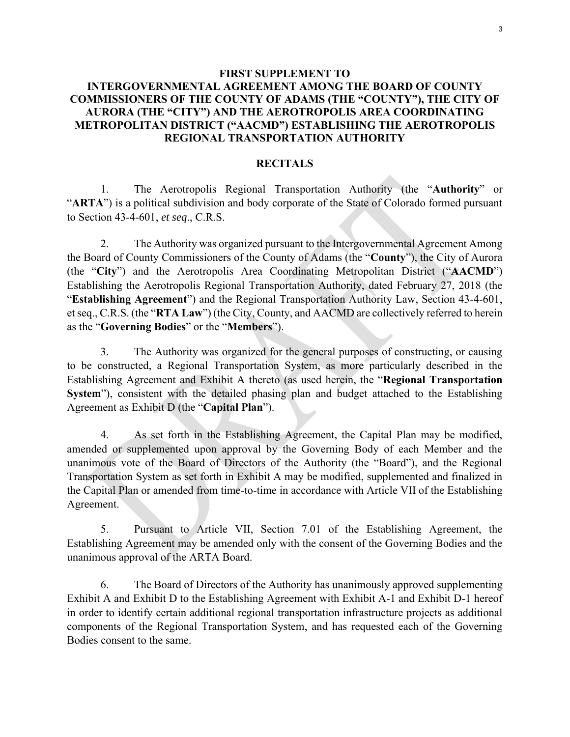**FIRST SUPPLEMENT TO INTERGOVERNMENTAL AGREEMENT AMONG THE BOARD OF COUNTY COMMISSIONERS OF THE COUNTY OF ADAMS (THE "COUNTY"), THE CITY OF AURORA (THE "CITY") AND THE AEROTROPOLIS AREA COORDINATING METROPOLITAN DISTRICT ("AACMD") ESTABLISHING THE AEROTROPOLIS REGIONAL TRANSPORTATION AUTHORITY**

**RECITALS**

1. The Aerotropolis Regional Transportation Authority (the "**Authority**" or "**ARTA**") is a political subdivision and body corporate of the State of Colorado formed pursuant to Section 43-4-601, *et seq*., C.R.S.

2. The Authority was organized pursuant to the Intergovernmental Agreement Among the Board of County Commissioners of the County of Adams (the "**County**"), the City of Aurora (the "**City**") and the Aerotropolis Area Coordinating Metropolitan District ("**AACMD**") Establishing the Aerotropolis Regional Transportation Authority, dated February 27, 2018 (the "**Establishing Agreement**") and the Regional Transportation Authority Law, Section 43-4-601, et seq., C.R.S. (the "**RTA Law**") (the City, County, and AACMD are collectively referred to herein as the "**Governing Bodies**" or the "**Members**").

3. The Authority was organized for the general purposes of constructing, or causing to be constructed, a Regional Transportation System, as more particularly described in the Establishing Agreement and Exhibit A thereto (as used herein, the "**Regional Transportation System**"), consistent with the detailed phasing plan and budget attached to the Establishing Agreement as Exhibit D (the "**Capital Plan**").

4. As set forth in the Establishing Agreement, the Capital Plan may be modified, amended or supplemented upon approval by the Governing Body of each Member and the unanimous vote of the Board of Directors of the Authority (the "Board"), and the Regional Transportation System as set forth in Exhibit A may be modified, supplemented and finalized in the Capital Plan or amended from time-to-time in accordance with Article VII of the Establishing Agreement.

5. Pursuant to Article VII, Section 7.01 of the Establishing Agreement, the Establishing Agreement may be amended only with the consent of the Governing Bodies and the unanimous approval of the ARTA Board.

6. The Board of Directors of the Authority has unanimously approved supplementing Exhibit A and Exhibit D to the Establishing Agreement with Exhibit A-1 and Exhibit D-1 hereof in order to identify certain additional regional transportation infrastructure projects as additional components of the Regional Transportation System, and has requested each of the Governing Bodies consent to the same.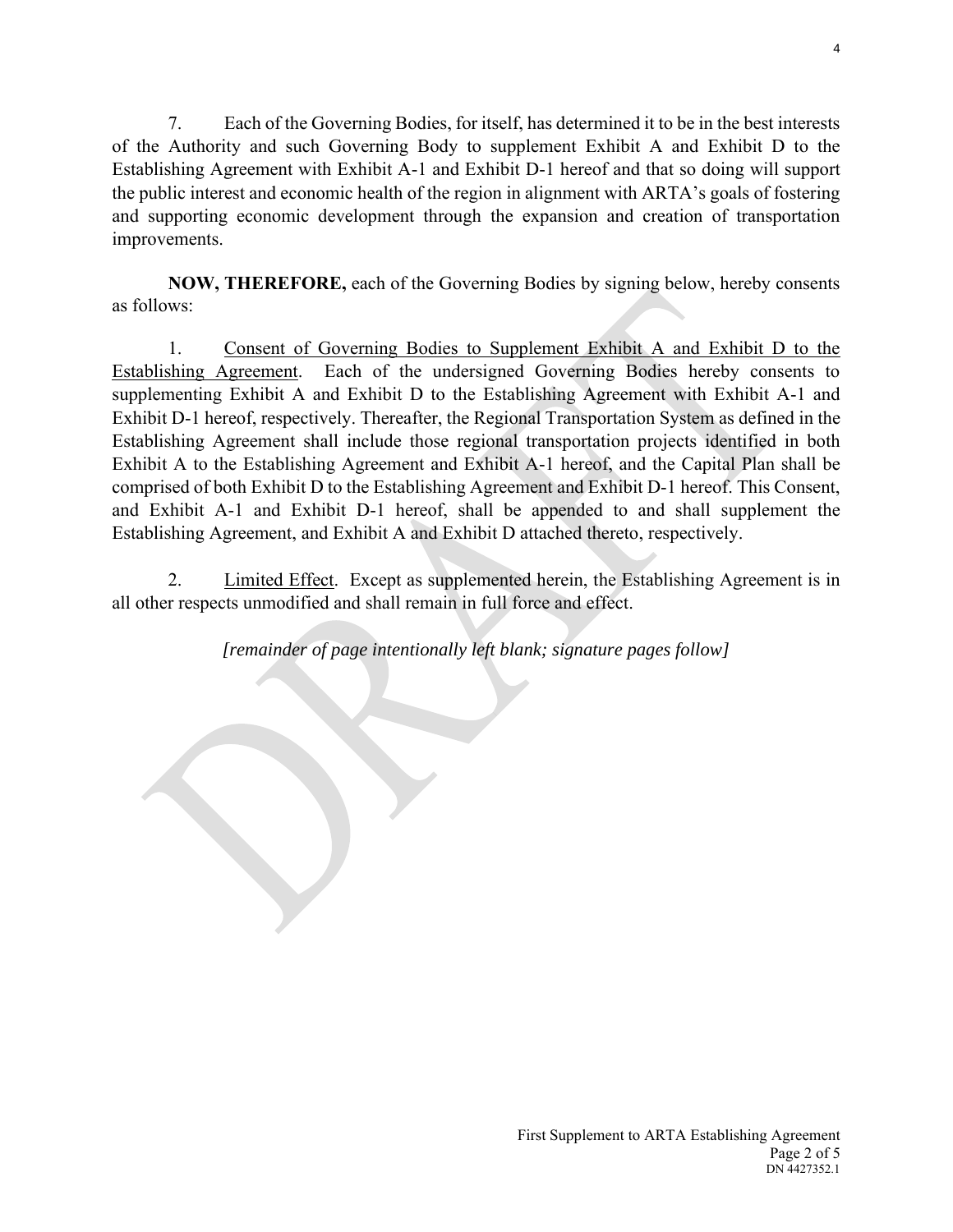7. Each of the Governing Bodies, for itself, has determined it to be in the best interests of the Authority and such Governing Body to supplement Exhibit A and Exhibit D to the Establishing Agreement with Exhibit A-1 and Exhibit D-1 hereof and that so doing will support the public interest and economic health of the region in alignment with ARTA's goals of fostering and supporting economic development through the expansion and creation of transportation improvements.

**NOW, THEREFORE,** each of the Governing Bodies by signing below, hereby consents as follows:

1. Consent of Governing Bodies to Supplement Exhibit A and Exhibit D to the Establishing Agreement. Each of the undersigned Governing Bodies hereby consents to supplementing Exhibit A and Exhibit D to the Establishing Agreement with Exhibit A-1 and Exhibit D-1 hereof, respectively. Thereafter, the Regional Transportation System as defined in the Establishing Agreement shall include those regional transportation projects identified in both Exhibit A to the Establishing Agreement and Exhibit A-1 hereof, and the Capital Plan shall be comprised of both Exhibit D to the Establishing Agreement and Exhibit D-1 hereof. This Consent, and Exhibit A-1 and Exhibit D-1 hereof, shall be appended to and shall supplement the Establishing Agreement, and Exhibit A and Exhibit D attached thereto, respectively.

2. Limited Effect. Except as supplemented herein, the Establishing Agreement is in all other respects unmodified and shall remain in full force and effect.

*[remainder of page intentionally left blank; signature pages follow]*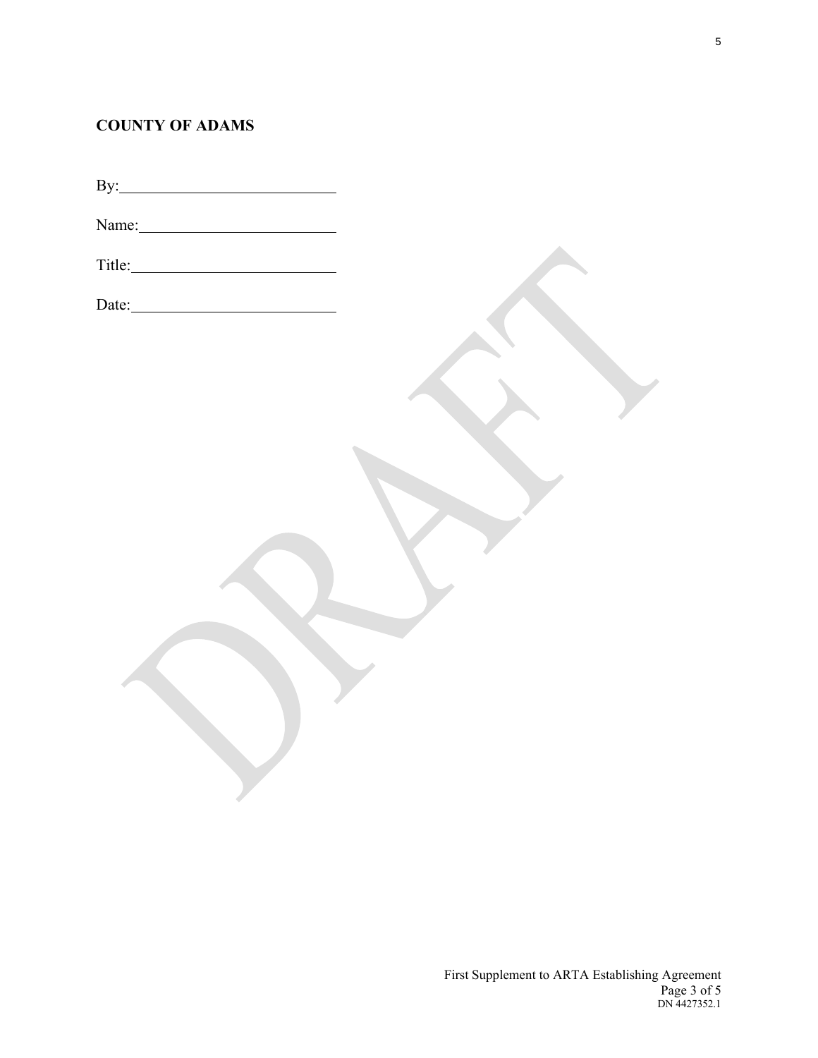**COUNTY OF ADAMS**

By:\_\_\_\_\_\_\_\_\_\_\_\_\_\_\_\_\_\_\_\_\_\_\_\_\_\_

Name:\_\_\_\_\_\_\_\_\_\_\_\_\_\_\_\_\_\_\_\_\_\_\_\_

Title:\_\_\_\_\_\_\_\_\_\_\_\_\_\_\_\_\_\_\_\_\_\_\_\_\_

Date:\_\_\_\_\_\_\_\_\_\_\_\_\_\_\_\_\_\_\_\_\_\_\_\_\_

DRAFT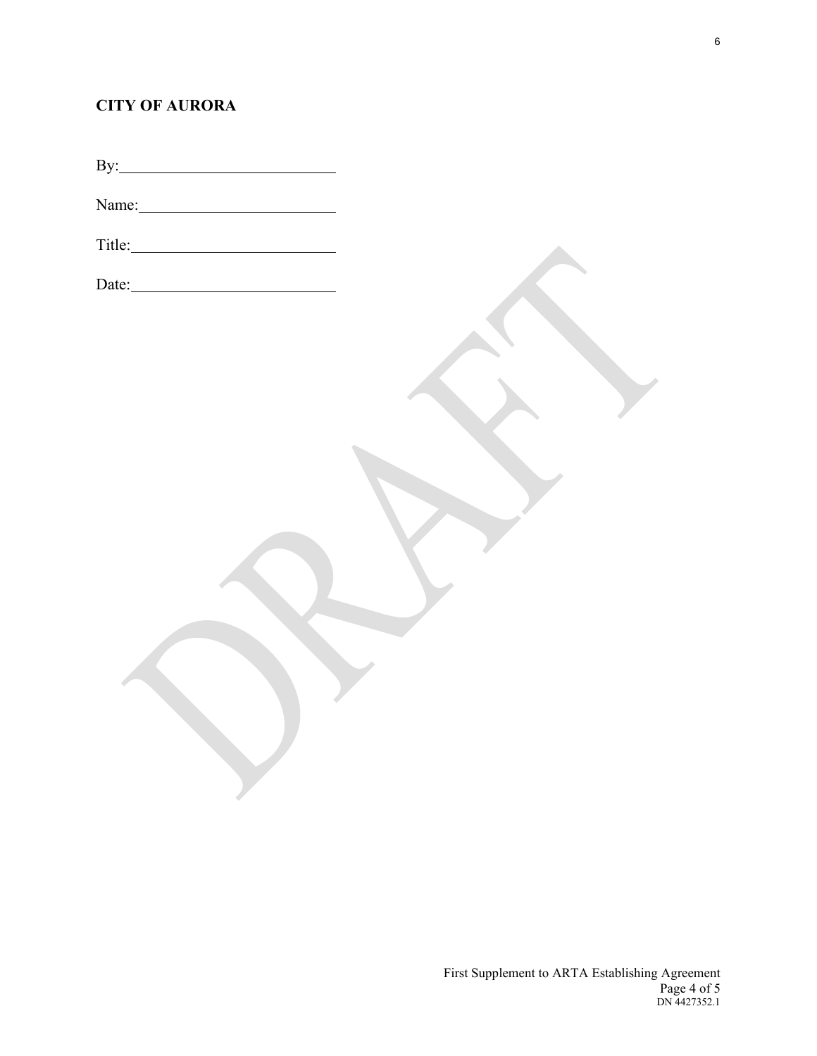**CITY OF AURORA**

By:\_\_\_\_\_\_\_\_\_\_\_\_\_\_\_\_\_\_\_\_\_\_\_\_\_\_

Name:\_\_\_\_\_\_\_\_\_\_\_\_\_\_\_\_\_\_\_\_\_\_\_\_

Title:\_\_\_\_\_\_\_\_\_\_\_\_\_\_\_\_\_\_\_\_\_\_\_\_\_

Date:\_\_\_\_\_\_\_\_\_\_\_\_\_\_\_\_\_\_\_\_\_\_\_\_\_

DRAFT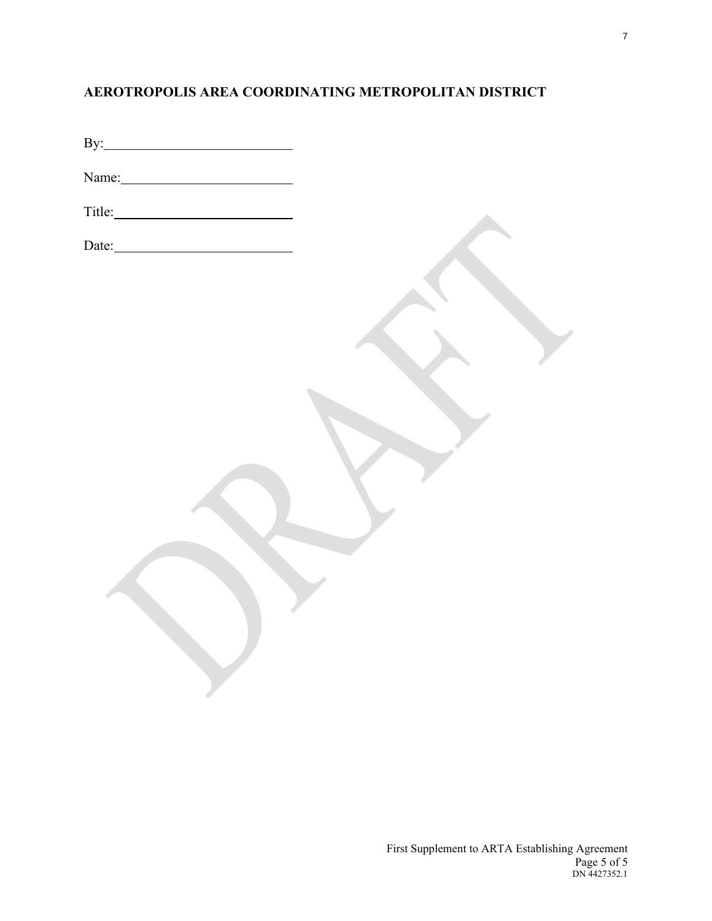**AEROTROPOLIS AREA COORDINATING METROPOLITAN DISTRICT**

By: ___________________________

Name: _________________________

Title: __________________________

Date: __________________________

DN 4427352.1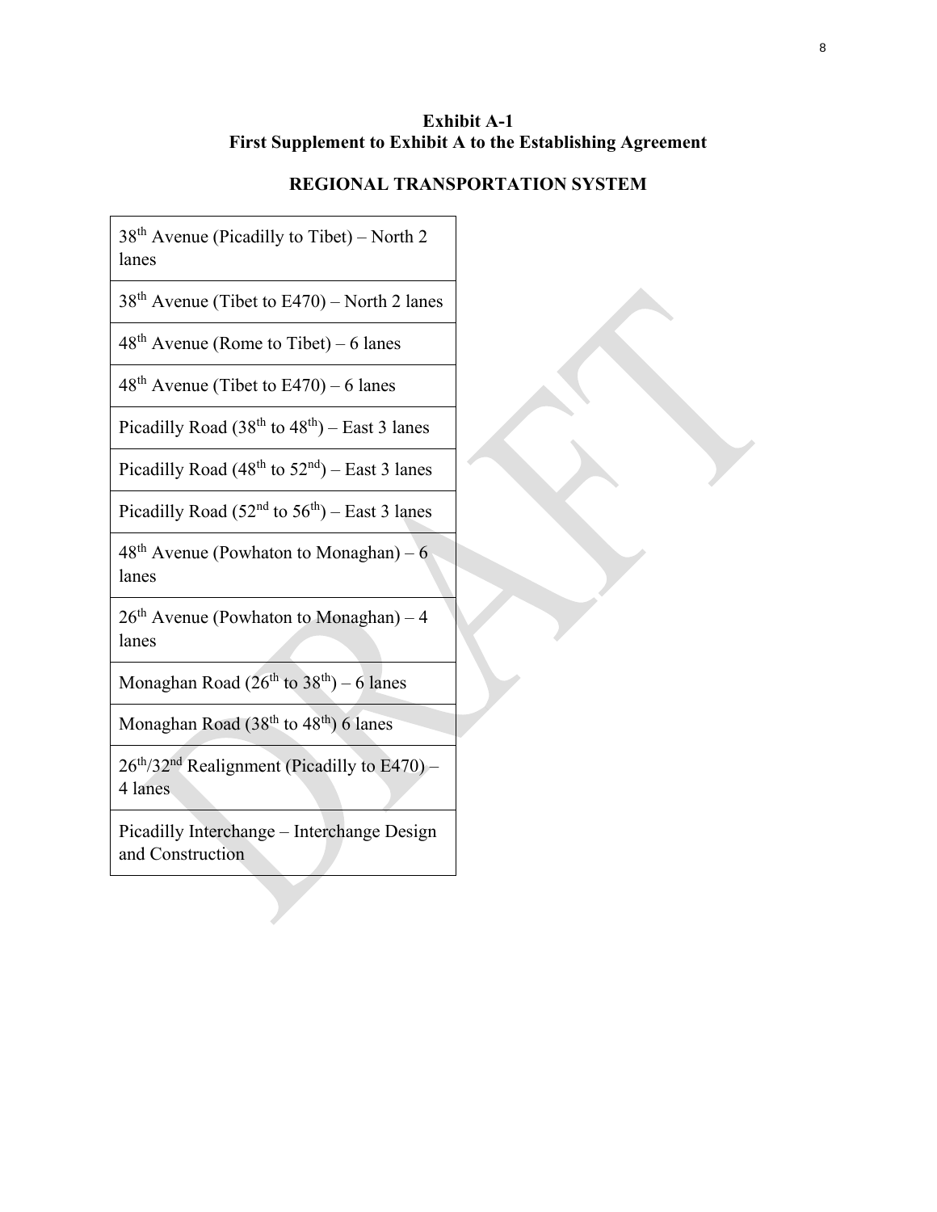**Exhibit A-1**
**First Supplement to Exhibit A to the Establishing Agreement**

**REGIONAL TRANSPORTATION SYSTEM**

| |
|---|
| 38th Avenue (Picadilly to Tibet) – North 2 lanes |
| 38th Avenue (Tibet to E470) – North 2 lanes |
| 48th Avenue (Rome to Tibet) – 6 lanes |
| 48th Avenue (Tibet to E470) – 6 lanes |
| Picadilly Road (38th to 48th) – East 3 lanes |
| Picadilly Road (48th to 52nd) – East 3 lanes |
| Picadilly Road (52nd to 56th) – East 3 lanes |
| 48th Avenue (Powhaton to Monaghan) – 6 lanes |
| 26th Avenue (Powhaton to Monaghan) – 4 lanes |
| Monaghan Road (26th to 38th) – 6 lanes |
| Monaghan Road (38th to 48th) 6 lanes |
| 26th/32nd Realignment (Picadilly to E470) – 4 lanes |
| Picadilly Interchange – Interchange Design and Construction |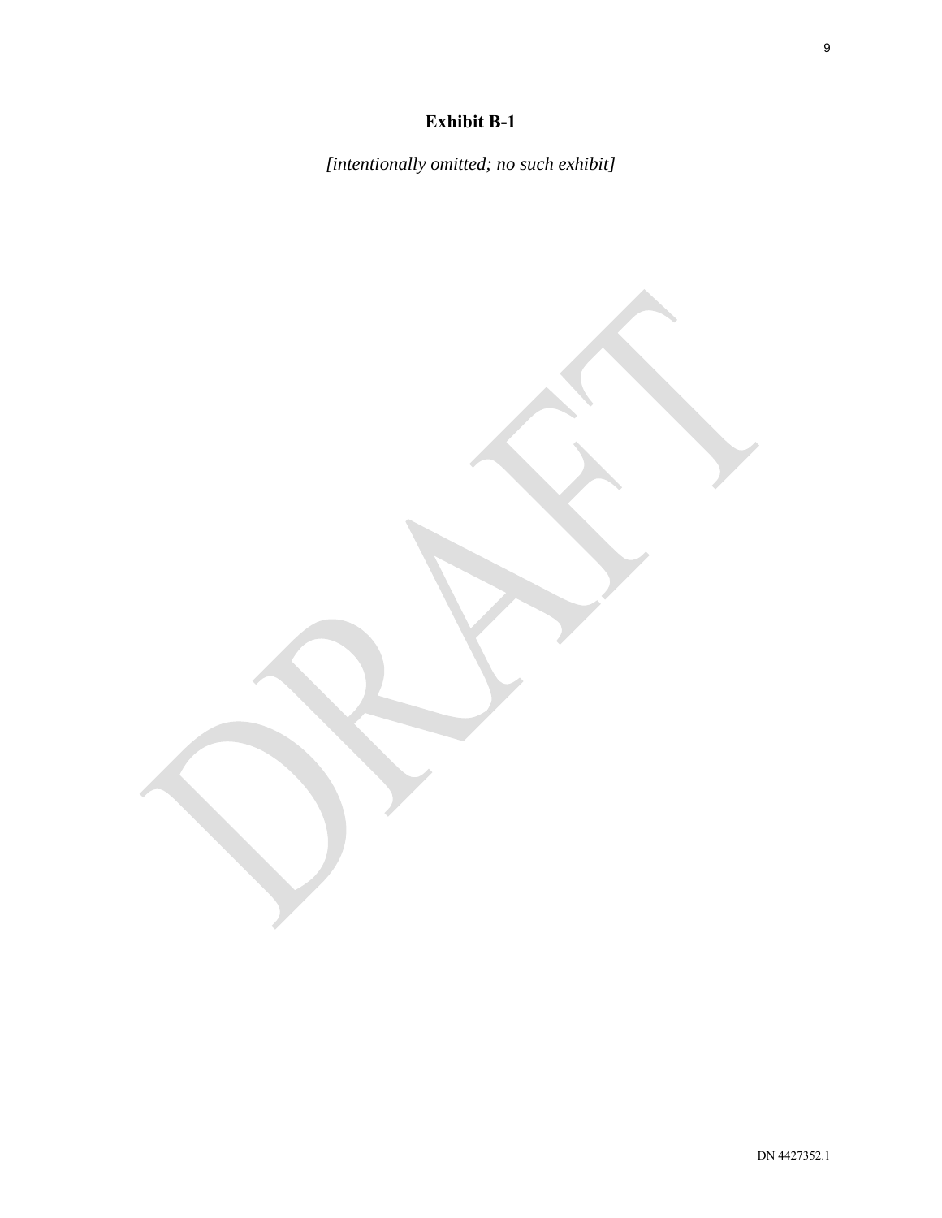## Exhibit B-1

*[intentionally omitted; no such exhibit]*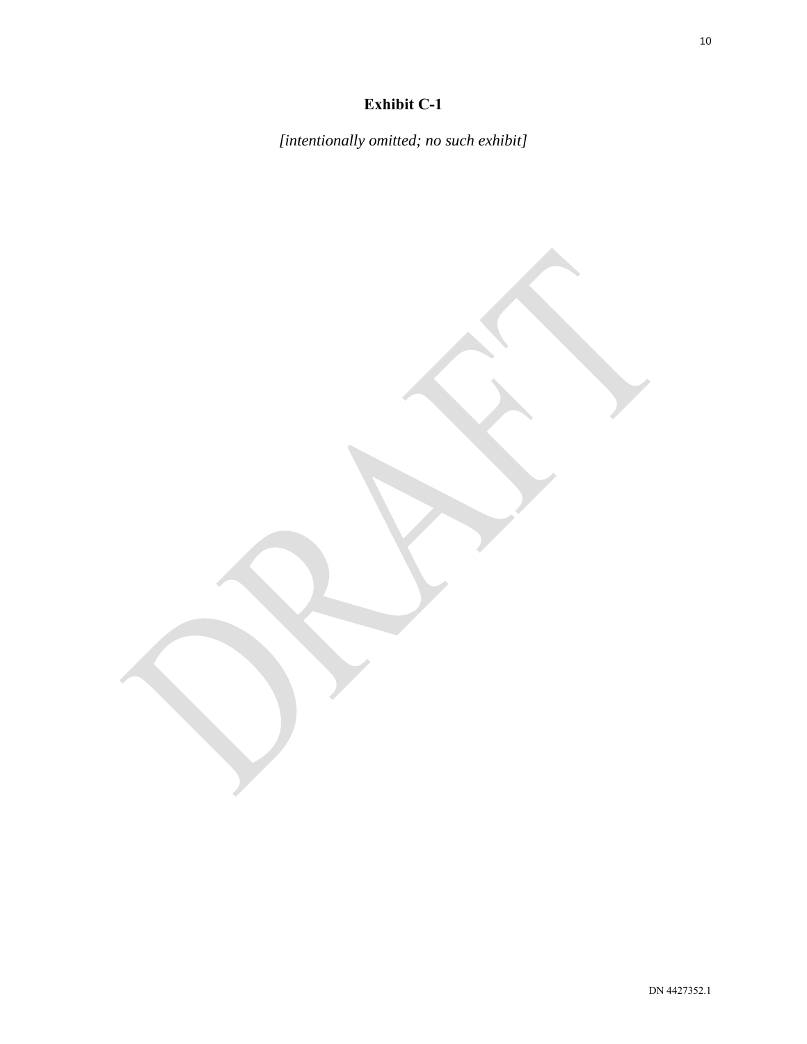**Exhibit C-1**

*[intentionally omitted; no such exhibit]*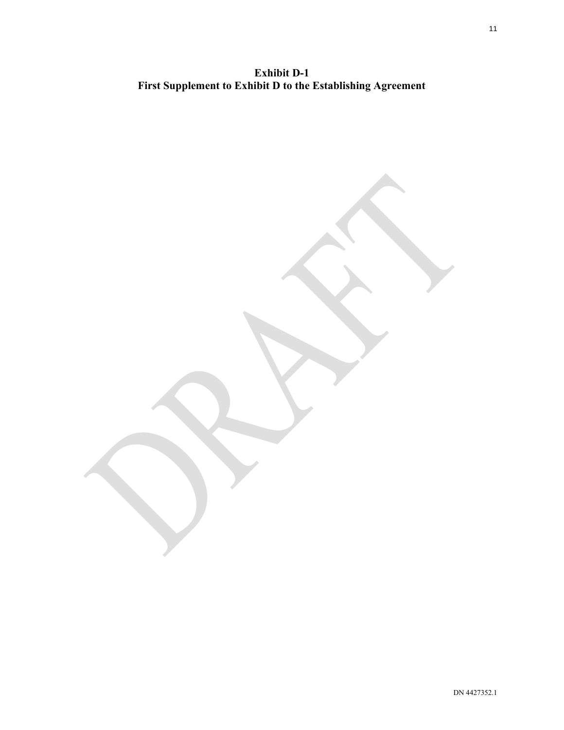**Exhibit D-1**

**First Supplement to Exhibit D to the Establishing Agreement**

DRAFT

DN 4427352.1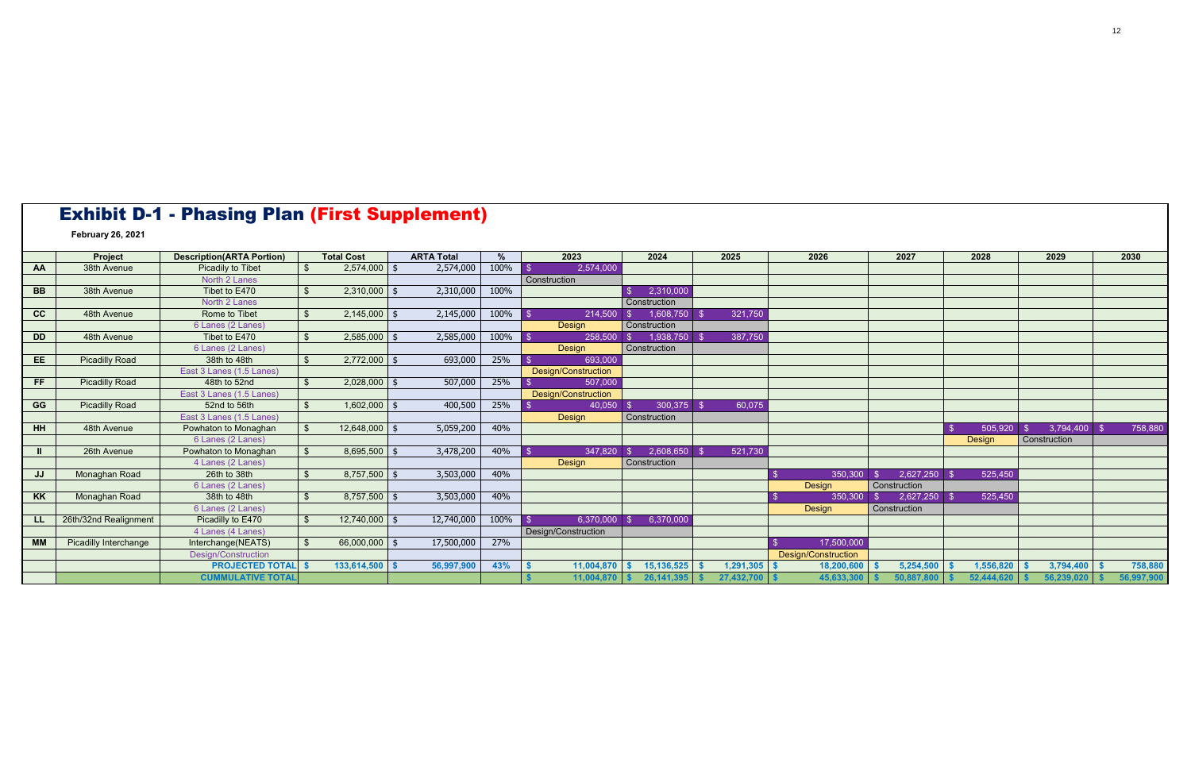# Exhibit D-1 - Phasing Plan (First Supplement)

**February 26, 2021**

| | Project | Description(ARTA Portion) | Total Cost | ARTA Total | % | 2023 | 2024 | 2025 | 2026 | 2027 | 2028 | 2029 | 2030 |
|---|---|---|---|---|---|---|---|---|---|---|---|---|---|
| AA | 38th Avenue | Picadily to Tibet | $ 2,574,000 | $ 2,574,000 | 100% | $ 2,574,000 | | | | | | | |
| | | North 2 Lanes | | | | Construction | | | | | | | |
| BB | 38th Avenue | Tibet to E470 | $ 2,310,000 | $ 2,310,000 | 100% | | $ 2,310,000 | | | | | | |
| | | North 2 Lanes | | | | | Construction | | | | | | |
| CC | 48th Avenue | Rome to Tibet | $ 2,145,000 | $ 2,145,000 | 100% | $ 214,500 | $ 1,608,750 | $ 321,750 | | | | | |
| | | 6 Lanes (2 Lanes) | | | | Design | Construction | | | | | | |
| DD | 48th Avenue | Tibet to E470 | $ 2,585,000 | $ 2,585,000 | 100% | $ 258,500 | $ 1,938,750 | $ 387,750 | | | | | |
| | | 6 Lanes (2 Lanes) | | | | Design | Construction | | | | | | |
| EE | Picadilly Road | 38th to 48th | $ 2,772,000 | $ 693,000 | 25% | $ 693,000 | | | | | | | |
| | | East 3 Lanes (1.5 Lanes) | | | | Design/Construction | | | | | | | |
| FF | Picadilly Road | 48th to 52nd | $ 2,028,000 | $ 507,000 | 25% | $ 507,000 | | | | | | | |
| | | East 3 Lanes (1.5 Lanes) | | | | Design/Construction | | | | | | | |
| GG | Picadilly Road | 52nd to 56th | $ 1,602,000 | $ 400,500 | 25% | $ 40,050 | $ 300,375 | $ 60,075 | | | | | |
| | | East 3 Lanes (1.5 Lanes) | | | | Design | Construction | | | | | | |
| HH | 48th Avenue | Powhaton to Monaghan | $ 12,648,000 | $ 5,059,200 | 40% | | | | | | $ 505,920 | $ 3,794,400 | $ 758,880 |
| | | 6 Lanes (2 Lanes) | | | | | | | | | Design | Construction | |
| II | 26th Avenue | Powhaton to Monaghan | $ 8,695,500 | $ 3,478,200 | 40% | $ 347,820 | $ 2,608,650 | $ 521,730 | | | | | |
| | | 4 Lanes (2 Lanes) | | | | Design | Construction | | | | | | |
| JJ | Monaghan Road | 26th to 38th | $ 8,757,500 | $ 3,503,000 | 40% | | | | $ 350,300 | $ 2,627,250 | $ 525,450 | | |
| | | 6 Lanes (2 Lanes) | | | | | | | Design | Construction | | | |
| KK | Monaghan Road | 38th to 48th | $ 8,757,500 | $ 3,503,000 | 40% | | | | $ 350,300 | $ 2,627,250 | $ 525,450 | | |
| | | 6 Lanes (2 Lanes) | | | | | | | Design | Construction | | | |
| LL | 26th/32nd Realignment | Picadilly to E470 | $ 12,740,000 | $ 12,740,000 | 100% | $ 6,370,000 | $ 6,370,000 | | | | | | |
| | | 4 Lanes (4 Lanes) | | | | Design/Construction | | | | | | | |
| MM | Picadilly Interchange | Interchange(NEATS) | $ 66,000,000 | $ 17,500,000 | 27% | | | | $ 17,500,000 | | | | |
| | | Design/Construction | | | | | | | Design/Construction | | | | |
| | | **PROJECTED TOTAL** | **$ 133,614,500** | **$ 56,997,900** | **43%** | **$ 11,004,870** | **$ 15,136,525** | **$ 1,291,305** | **$ 18,200,600** | **$ 5,254,500** | **$ 1,556,820** | **$ 3,794,400** | **$ 758,880** |
| | | **CUMMULATIVE TOTAL** | | | | **$ 11,004,870** | **$ 26,141,395** | **$ 27,432,700** | **$ 45,633,300** | **$ 50,887,800** | **$ 52,444,620** | **$ 56,239,020** | **$ 56,997,900** |